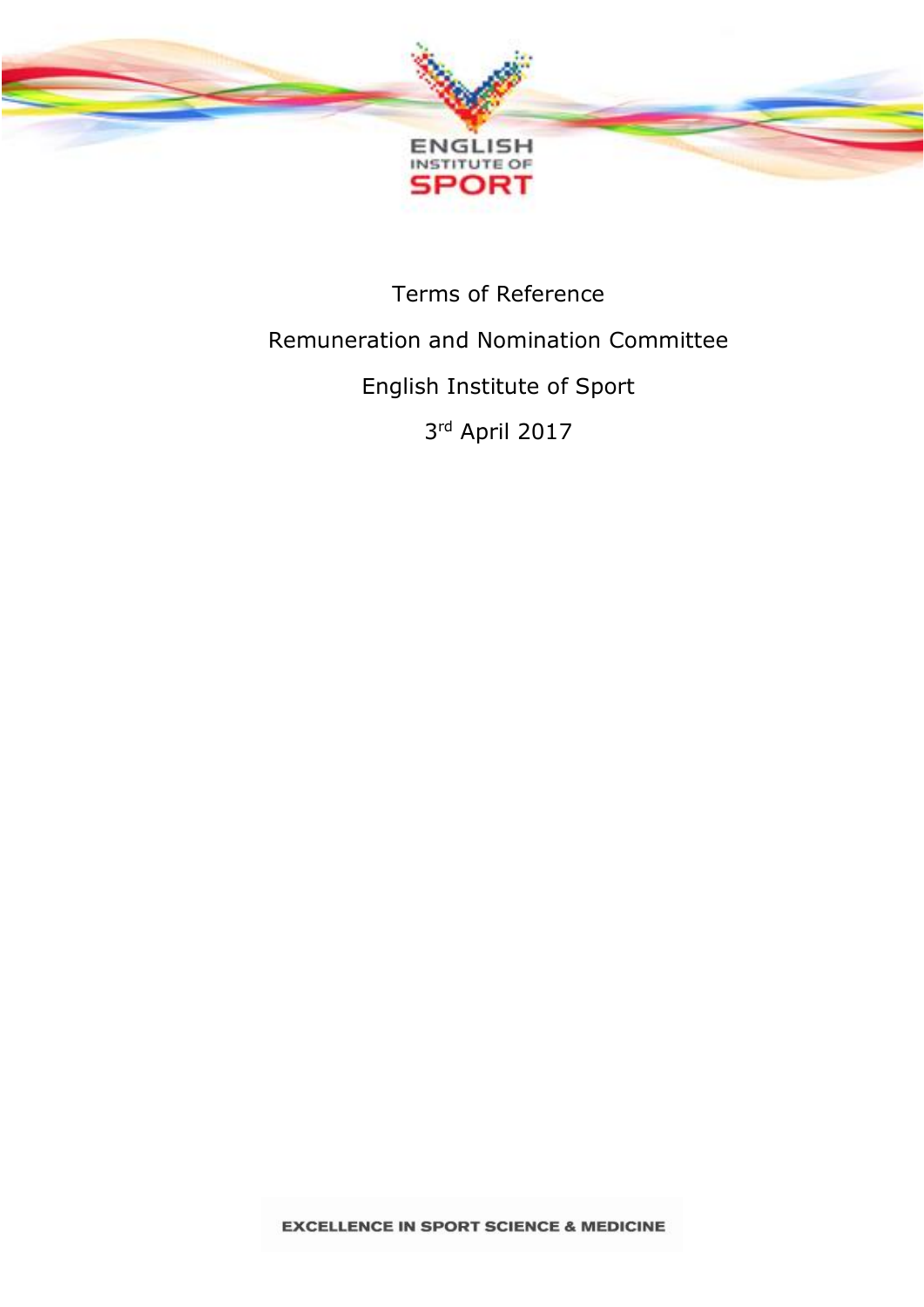Terms of Reference

Remuneration and Nomination Committee

English Institute of Sport

3rd April 2017

EXCELLENCE IN SPORT SCIENCE & MEDICINE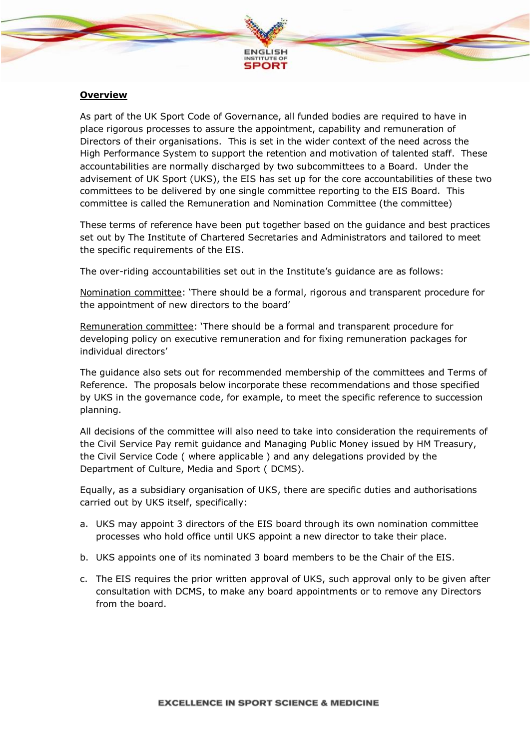**Overview**

As part of the UK Sport Code of Governance, all funded bodies are required to have in place rigorous processes to assure the appointment, capability and remuneration of Directors of their organisations. This is set in the wider context of the need across the High Performance System to support the retention and motivation of talented staff. These accountabilities are normally discharged by two subcommittees to a Board. Under the advisement of UK Sport (UKS), the EIS has set up for the core accountabilities of these two committees to be delivered by one single committee reporting to the EIS Board. This committee is called the Remuneration and Nomination Committee (the committee)

These terms of reference have been put together based on the guidance and best practices set out by The Institute of Chartered Secretaries and Administrators and tailored to meet the specific requirements of the EIS.

The over-riding accountabilities set out in the Institute's guidance are as follows:

Nomination committee: 'There should be a formal, rigorous and transparent procedure for the appointment of new directors to the board'

Remuneration committee: 'There should be a formal and transparent procedure for developing policy on executive remuneration and for fixing remuneration packages for individual directors'

The guidance also sets out for recommended membership of the committees and Terms of Reference. The proposals below incorporate these recommendations and those specified by UKS in the governance code, for example, to meet the specific reference to succession planning.

All decisions of the committee will also need to take into consideration the requirements of the Civil Service Pay remit guidance and Managing Public Money issued by HM Treasury, the Civil Service Code ( where applicable ) and any delegations provided by the Department of Culture, Media and Sport ( DCMS).

Equally, as a subsidiary organisation of UKS, there are specific duties and authorisations carried out by UKS itself, specifically:

a. UKS may appoint 3 directors of the EIS board through its own nomination committee processes who hold office until UKS appoint a new director to take their place.

b. UKS appoints one of its nominated 3 board members to be the Chair of the EIS.

c. The EIS requires the prior written approval of UKS, such approval only to be given after consultation with DCMS, to make any board appointments or to remove any Directors from the board.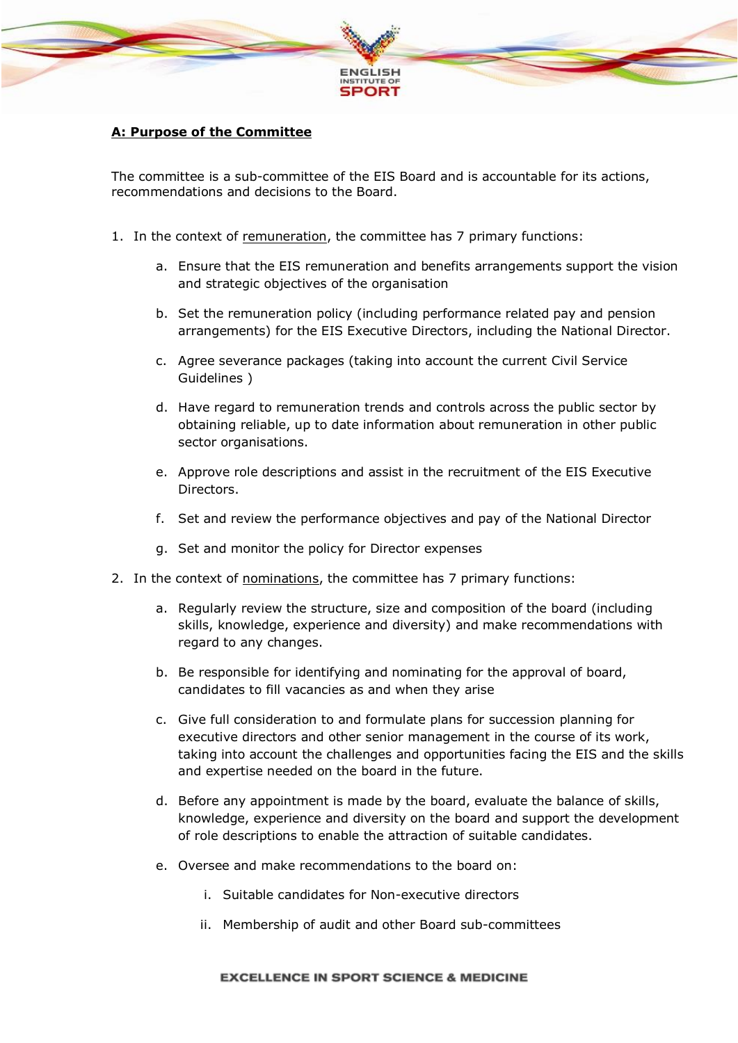## A: Purpose of the Committee

The committee is a sub-committee of the EIS Board and is accountable for its actions, recommendations and decisions to the Board.

1. In the context of remuneration, the committee has 7 primary functions:

    a. Ensure that the EIS remuneration and benefits arrangements support the vision and strategic objectives of the organisation

    b. Set the remuneration policy (including performance related pay and pension arrangements) for the EIS Executive Directors, including the National Director.

    c. Agree severance packages (taking into account the current Civil Service Guidelines )

    d. Have regard to remuneration trends and controls across the public sector by obtaining reliable, up to date information about remuneration in other public sector organisations.

    e. Approve role descriptions and assist in the recruitment of the EIS Executive Directors.

    f. Set and review the performance objectives and pay of the National Director

    g. Set and monitor the policy for Director expenses

2. In the context of nominations, the committee has 7 primary functions:

    a. Regularly review the structure, size and composition of the board (including skills, knowledge, experience and diversity) and make recommendations with regard to any changes.

    b. Be responsible for identifying and nominating for the approval of board, candidates to fill vacancies as and when they arise

    c. Give full consideration to and formulate plans for succession planning for executive directors and other senior management in the course of its work, taking into account the challenges and opportunities facing the EIS and the skills and expertise needed on the board in the future.

    d. Before any appointment is made by the board, evaluate the balance of skills, knowledge, experience and diversity on the board and support the development of role descriptions to enable the attraction of suitable candidates.

    e. Oversee and make recommendations to the board on:

        i. Suitable candidates for Non-executive directors

        ii. Membership of audit and other Board sub-committees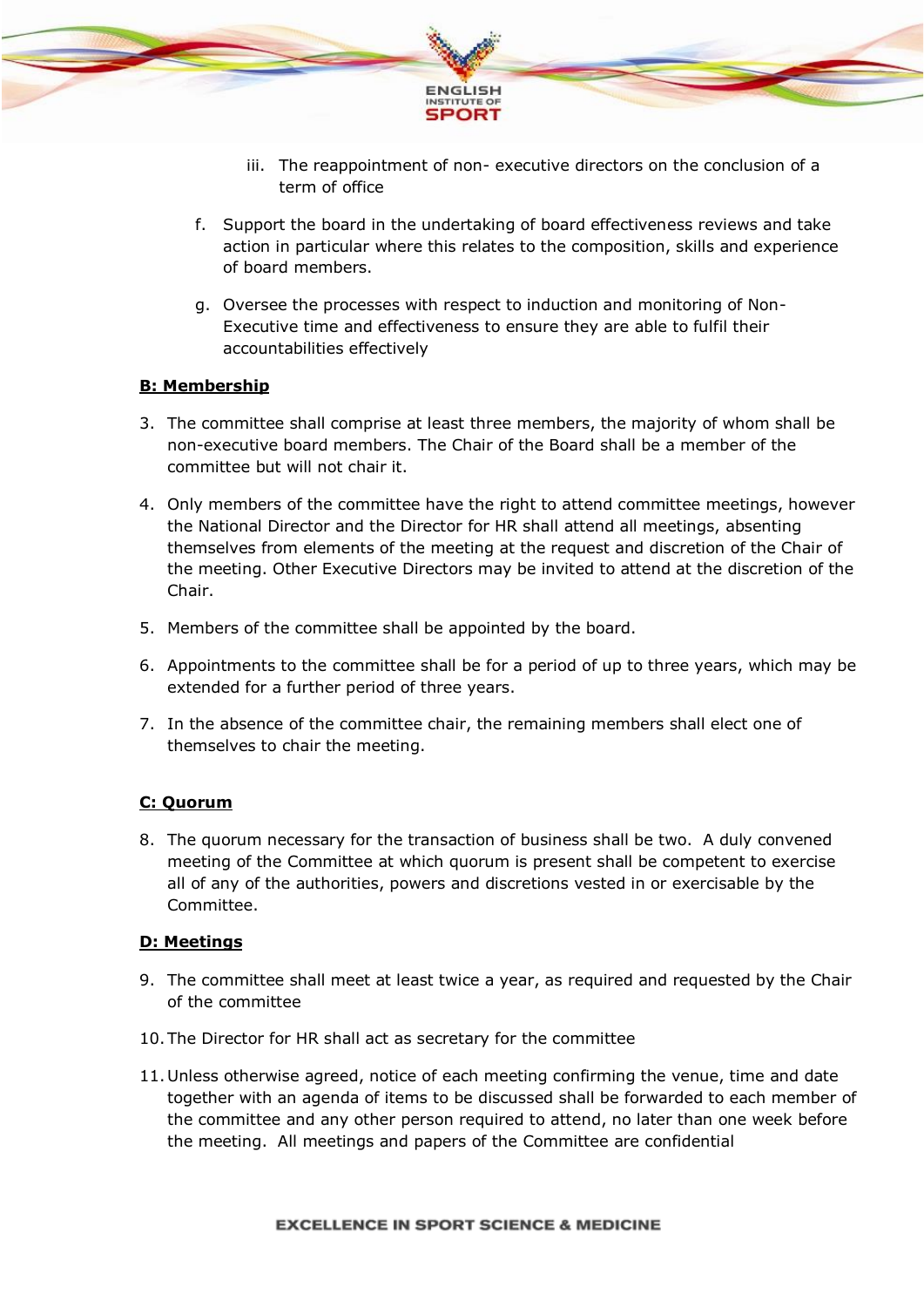iii. The reappointment of non- executive directors on the conclusion of a term of office

f. Support the board in the undertaking of board effectiveness reviews and take action in particular where this relates to the composition, skills and experience of board members.

g. Oversee the processes with respect to induction and monitoring of Non-Executive time and effectiveness to ensure they are able to fulfil their accountabilities effectively

**B: Membership**

3. The committee shall comprise at least three members, the majority of whom shall be non-executive board members. The Chair of the Board shall be a member of the committee but will not chair it.

4. Only members of the committee have the right to attend committee meetings, however the National Director and the Director for HR shall attend all meetings, absenting themselves from elements of the meeting at the request and discretion of the Chair of the meeting. Other Executive Directors may be invited to attend at the discretion of the Chair.

5. Members of the committee shall be appointed by the board.

6. Appointments to the committee shall be for a period of up to three years, which may be extended for a further period of three years.

7. In the absence of the committee chair, the remaining members shall elect one of themselves to chair the meeting.

**C: Quorum**

8. The quorum necessary for the transaction of business shall be two. A duly convened meeting of the Committee at which quorum is present shall be competent to exercise all of any of the authorities, powers and discretions vested in or exercisable by the Committee.

**D: Meetings**

9. The committee shall meet at least twice a year, as required and requested by the Chair of the committee

10. The Director for HR shall act as secretary for the committee

11. Unless otherwise agreed, notice of each meeting confirming the venue, time and date together with an agenda of items to be discussed shall be forwarded to each member of the committee and any other person required to attend, no later than one week before the meeting. All meetings and papers of the Committee are confidential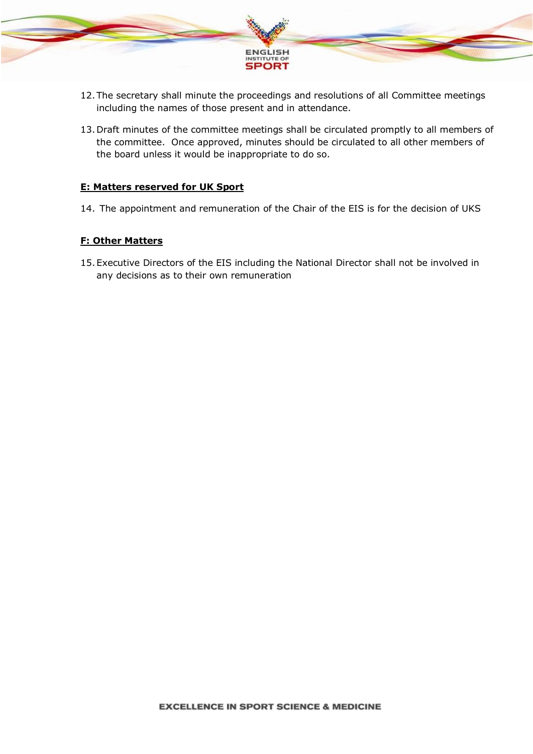12. The secretary shall minute the proceedings and resolutions of all Committee meetings including the names of those present and in attendance.

13. Draft minutes of the committee meetings shall be circulated promptly to all members of the committee. Once approved, minutes should be circulated to all other members of the board unless it would be inappropriate to do so.

**E: Matters reserved for UK Sport**

14. The appointment and remuneration of the Chair of the EIS is for the decision of UKS

**F: Other Matters**

15. Executive Directors of the EIS including the National Director shall not be involved in any decisions as to their own remuneration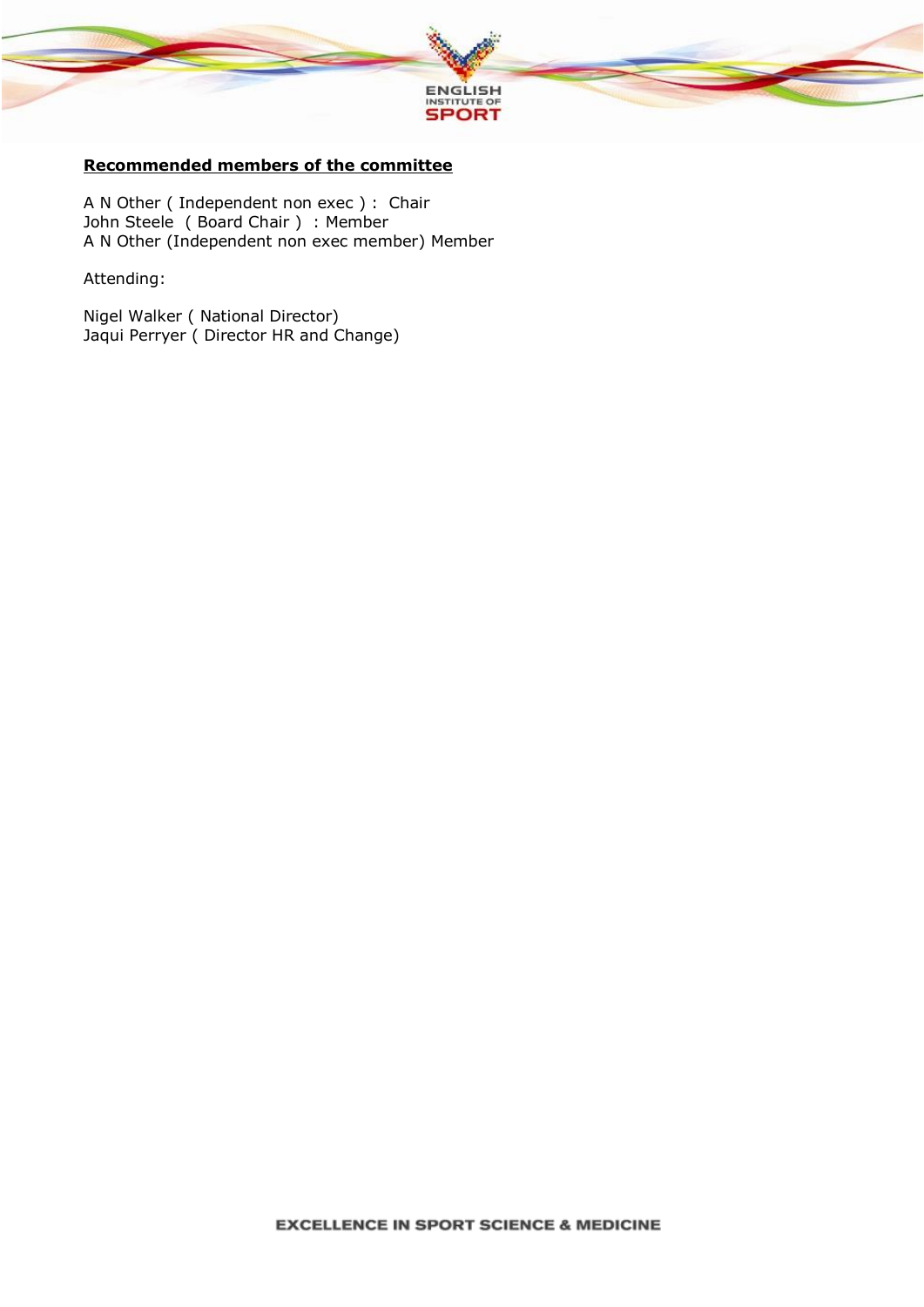**Recommended members of the committee**

A N Other ( Independent non exec ) :  Chair
John Steele  ( Board Chair )  : Member
A N Other (Independent non exec member) Member

Attending:

Nigel Walker ( National Director)
Jaqui Perryer ( Director HR and Change)